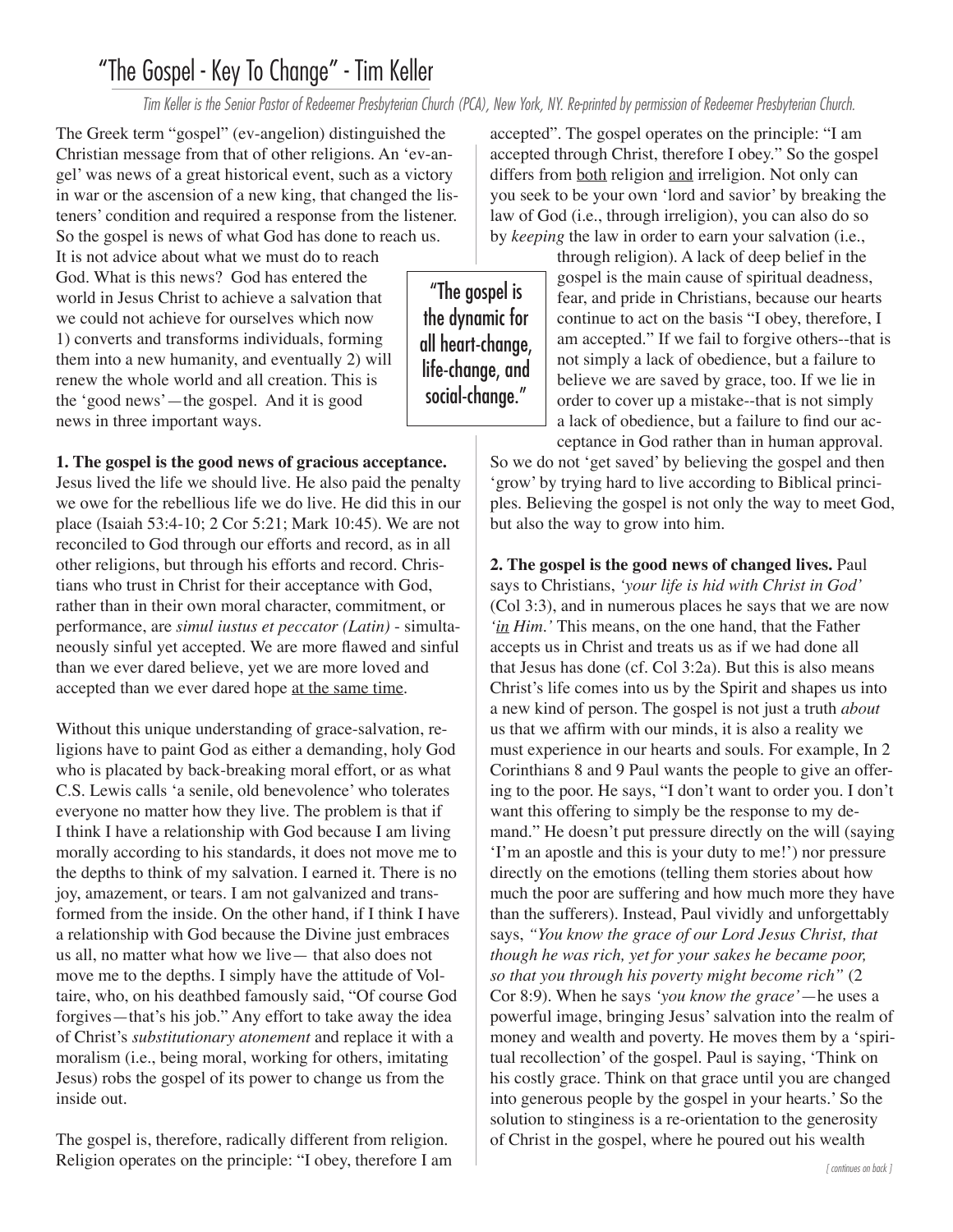# "The Gospel - Key To Change" - Tim Keller

*Tim Keller is the Senior Pastor of Redeemer Presbyterian Church (PCA), New York, NY. Re-printed by permission of Redeemer Presbyterian Church.*

The Greek term "gospel" (ev-angelion) distinguished the Christian message from that of other religions. An 'ev-angel' was news of a great historical event, such as a victory in war or the ascension of a new king, that changed the listeners' condition and required a response from the listener. So the gospel is news of what God has done to reach us. It is not advice about what we must do to reach God. What is this news? God has entered the world in Jesus Christ to achieve a salvation that we could not achieve for ourselves which now 1) converts and transforms individuals, forming them into a new humanity, and eventually 2) will renew the whole world and all creation. This is the 'good news'—the gospel. And it is good news in three important ways.

> "The gospel is the dynamic for all heart-change, life-change, and social-change."

**1. The gospel is the good news of gracious acceptance.** Jesus lived the life we should live. He also paid the penalty we owe for the rebellious life we do live. He did this in our place (Isaiah 53:4-10; 2 Cor 5:21; Mark 10:45). We are not reconciled to God through our efforts and record, as in all other religions, but through his efforts and record. Christians who trust in Christ for their acceptance with God, rather than in their own moral character, commitment, or performance, are *simul iustus et peccator (Latin)* - simultaneously sinful yet accepted. We are more flawed and sinful than we ever dared believe, yet we are more loved and accepted than we ever dared hope at the same time.

Without this unique understanding of grace-salvation, religions have to paint God as either a demanding, holy God who is placated by back-breaking moral effort, or as what C.S. Lewis calls 'a senile, old benevolence' who tolerates everyone no matter how they live. The problem is that if I think I have a relationship with God because I am living morally according to his standards, it does not move me to the depths to think of my salvation. I earned it. There is no joy, amazement, or tears. I am not galvanized and transformed from the inside. On the other hand, if I think I have a relationship with God because the Divine just embraces us all, no matter what how we live— that also does not move me to the depths. I simply have the attitude of Voltaire, who, on his deathbed famously said, "Of course God forgives—that's his job." Any effort to take away the idea of Christ's *substitutionary atonement* and replace it with a moralism (i.e., being moral, working for others, imitating Jesus) robs the gospel of its power to change us from the inside out.

The gospel is, therefore, radically different from religion. Religion operates on the principle: "I obey, therefore I am accepted". The gospel operates on the principle: "I am accepted through Christ, therefore I obey." So the gospel differs from both religion and irreligion. Not only can you seek to be your own 'lord and savior' by breaking the law of God (i.e., through irreligion), you can also do so by *keeping* the law in order to earn your salvation (i.e., through religion). A lack of deep belief in the gospel is the main cause of spiritual deadness, fear, and pride in Christians, because our hearts continue to act on the basis "I obey, therefore, I am accepted." If we fail to forgive others--that is not simply a lack of obedience, but a failure to believe we are saved by grace, too. If we lie in order to cover up a mistake--that is not simply a lack of obedience, but a failure to find our acceptance in God rather than in human approval. So we do not 'get saved' by believing the gospel and then 'grow' by trying hard to live according to Biblical principles. Believing the gospel is not only the way to meet God, but also the way to grow into him.

**2. The gospel is the good news of changed lives.** Paul says to Christians, *'your life is hid with Christ in God'* (Col 3:3), and in numerous places he says that we are now *'in Him.'* This means, on the one hand, that the Father accepts us in Christ and treats us as if we had done all that Jesus has done (cf. Col 3:2a). But this is also means Christ's life comes into us by the Spirit and shapes us into a new kind of person. The gospel is not just a truth *about* us that we affirm with our minds, it is also a reality we must experience in our hearts and souls. For example, In 2 Corinthians 8 and 9 Paul wants the people to give an offering to the poor. He says, "I don't want to order you. I don't want this offering to simply be the response to my demand." He doesn't put pressure directly on the will (saying 'I'm an apostle and this is your duty to me!') nor pressure directly on the emotions (telling them stories about how much the poor are suffering and how much more they have than the sufferers). Instead, Paul vividly and unforgettably says, *"You know the grace of our Lord Jesus Christ, that though he was rich, yet for your sakes he became poor, so that you through his poverty might become rich"* (2 Cor 8:9). When he says *'you know the grace'*—he uses a powerful image, bringing Jesus' salvation into the realm of money and wealth and poverty. He moves them by a 'spiritual recollection' of the gospel. Paul is saying, 'Think on his costly grace. Think on that grace until you are changed into generous people by the gospel in your hearts.' So the solution to stinginess is a re-orientation to the generosity of Christ in the gospel, where he poured out his wealth

*[ continues on back ]*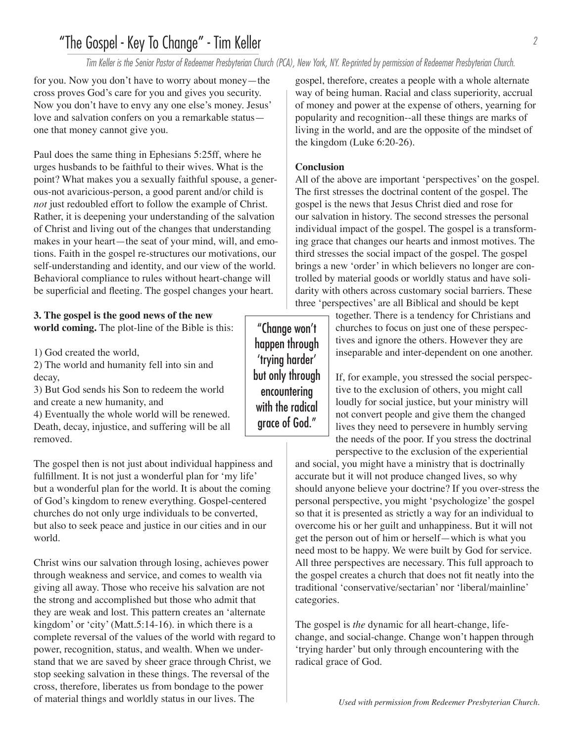for you. Now you don't have to worry about money—the cross proves God's care for you and gives you security. Now you don't have to envy any one else's money. Jesus' love and salvation confers on you a remarkable status—one that money cannot give you.

Paul does the same thing in Ephesians 5:25ff, where he urges husbands to be faithful to their wives. What is the point? What makes you a sexually faithful spouse, a generous-not avaricious-person, a good parent and/or child is *not* just redoubled effort to follow the example of Christ. Rather, it is deepening your understanding of the salvation of Christ and living out of the changes that understanding makes in your heart—the seat of your mind, will, and emotions. Faith in the gospel re-structures our motivations, our self-understanding and identity, and our view of the world. Behavioral compliance to rules without heart-change will be superficial and fleeting. The gospel changes your heart.

**3. The gospel is the good news of the new world coming.** The plot-line of the Bible is this:

1) God created the world,
2) The world and humanity fell into sin and decay,
3) But God sends his Son to redeem the world and create a new humanity, and
4) Eventually the whole world will be renewed. Death, decay, injustice, and suffering will be all removed.

The gospel then is not just about individual happiness and fulfillment. It is not just a wonderful plan for 'my life' but a wonderful plan for the world. It is about the coming of God's kingdom to renew everything. Gospel-centered churches do not only urge individuals to be converted, but also to seek peace and justice in our cities and in our world.

Christ wins our salvation through losing, achieves power through weakness and service, and comes to wealth via giving all away. Those who receive his salvation are not the strong and accomplished but those who admit that they are weak and lost. This pattern creates an 'alternate kingdom' or 'city' (Matt.5:14-16). in which there is a complete reversal of the values of the world with regard to power, recognition, status, and wealth. When we understand that we are saved by sheer grace through Christ, we stop seeking salvation in these things. The reversal of the cross, therefore, liberates us from bondage to the power of material things and worldly status in our lives. The gospel, therefore, creates a people with a whole alternate way of being human. Racial and class superiority, accrual of money and power at the expense of others, yearning for popularity and recognition--all these things are marks of living in the world, and are the opposite of the mindset of the kingdom (Luke 6:20-26).

**Conclusion**

All of the above are important 'perspectives' on the gospel. The first stresses the doctrinal content of the gospel. The gospel is the news that Jesus Christ died and rose for our salvation in history. The second stresses the personal individual impact of the gospel. The gospel is a transforming grace that changes our hearts and inmost motives. The third stresses the social impact of the gospel. The gospel brings a new 'order' in which believers no longer are controlled by material goods or worldly status and have solidarity with others across customary social barriers. These three 'perspectives' are all Biblical and should be kept together. There is a tendency for Christians and churches to focus on just one of these perspectives and ignore the others. However they are inseparable and inter-dependent on one another.

"Change won't happen through 'trying harder' but only through encountering with the radical grace of God."

If, for example, you stressed the social perspective to the exclusion of others, you might call loudly for social justice, but your ministry will not convert people and give them the changed lives they need to persevere in humbly serving the needs of the poor. If you stress the doctrinal perspective to the exclusion of the experiential and social, you might have a ministry that is doctrinally accurate but it will not produce changed lives, so why should anyone believe your doctrine? If you over-stress the personal perspective, you might 'psychologize' the gospel so that it is presented as strictly a way for an individual to overcome his or her guilt and unhappiness. But it will not get the person out of him or herself—which is what you need most to be happy. We were built by God for service. All three perspectives are necessary. This full approach to the gospel creates a church that does not fit neatly into the traditional 'conservative/sectarian' nor 'liberal/mainline' categories.

The gospel is *the* dynamic for all heart-change, life-change, and social-change. Change won't happen through 'trying harder' but only through encountering with the radical grace of God.

*Used with permission from Redeemer Presbyterian Church.*